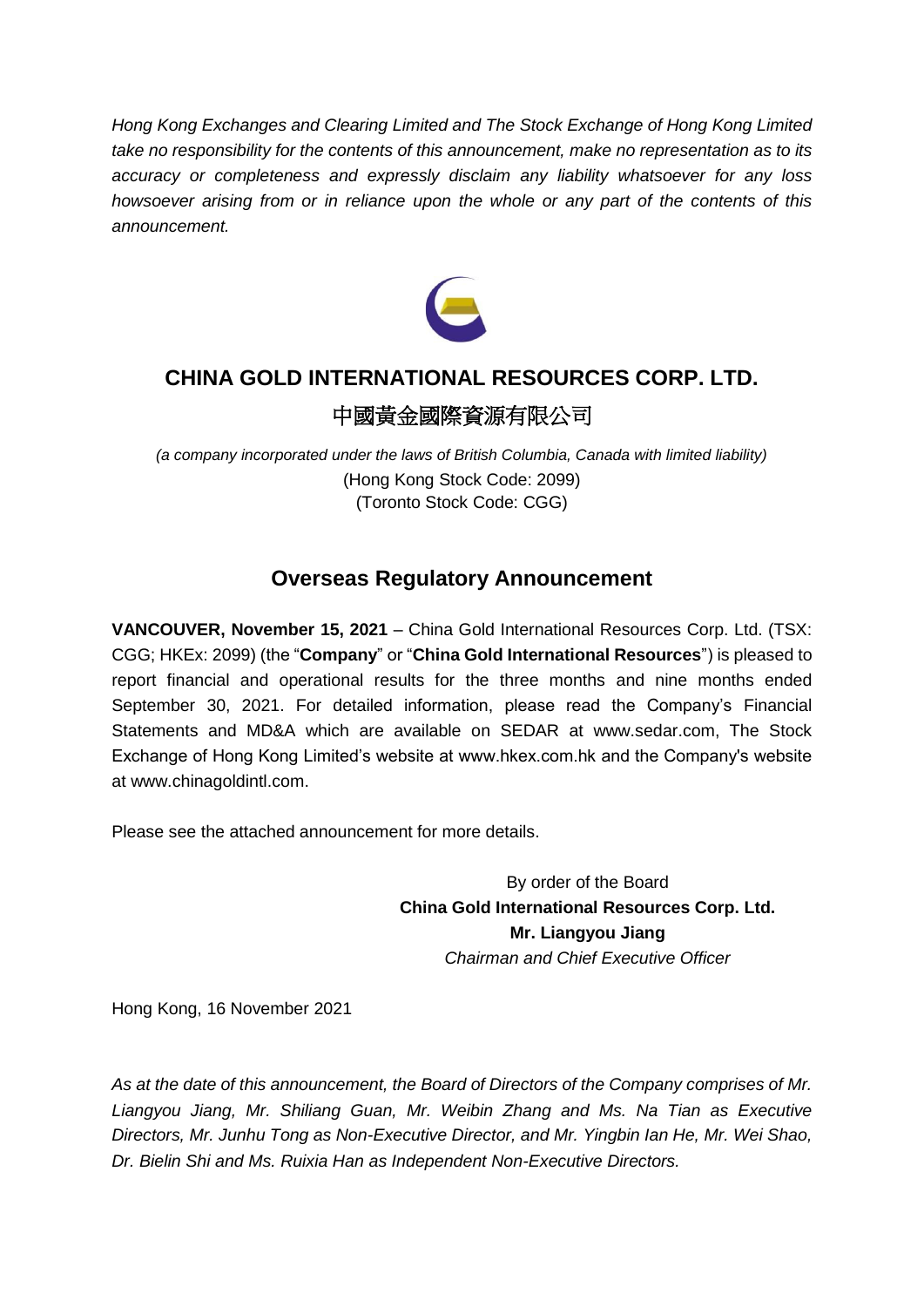*Hong Kong Exchanges and Clearing Limited and The Stock Exchange of Hong Kong Limited take no responsibility for the contents of this announcement, make no representation as to its accuracy or completeness and expressly disclaim any liability whatsoever for any loss howsoever arising from or in reliance upon the whole or any part of the contents of this announcement.*

# CHINA GOLD INTERNATIONAL RESOURCES CORP. LTD.

# 中國黃金國際資源有限公司

*(a company incorporated under the laws of British Columbia, Canada with limited liability)*
(Hong Kong Stock Code: 2099)
(Toronto Stock Code: CGG)

## Overseas Regulatory Announcement

**VANCOUVER, November 15, 2021** – China Gold International Resources Corp. Ltd. (TSX: CGG; HKEx: 2099) (the "**Company**" or "**China Gold International Resources**") is pleased to report financial and operational results for the three months and nine months ended September 30, 2021. For detailed information, please read the Company's Financial Statements and MD&A which are available on SEDAR at www.sedar.com, The Stock Exchange of Hong Kong Limited's website at www.hkex.com.hk and the Company's website at www.chinagoldintl.com.

Please see the attached announcement for more details.

By order of the Board
**China Gold International Resources Corp. Ltd.**
**Mr. Liangyou Jiang**
*Chairman and Chief Executive Officer*

Hong Kong, 16 November 2021

*As at the date of this announcement, the Board of Directors of the Company comprises of Mr. Liangyou Jiang, Mr. Shiliang Guan, Mr. Weibin Zhang and Ms. Na Tian as Executive Directors, Mr. Junhu Tong as Non-Executive Director, and Mr. Yingbin Ian He, Mr. Wei Shao, Dr. Bielin Shi and Ms. Ruixia Han as Independent Non-Executive Directors.*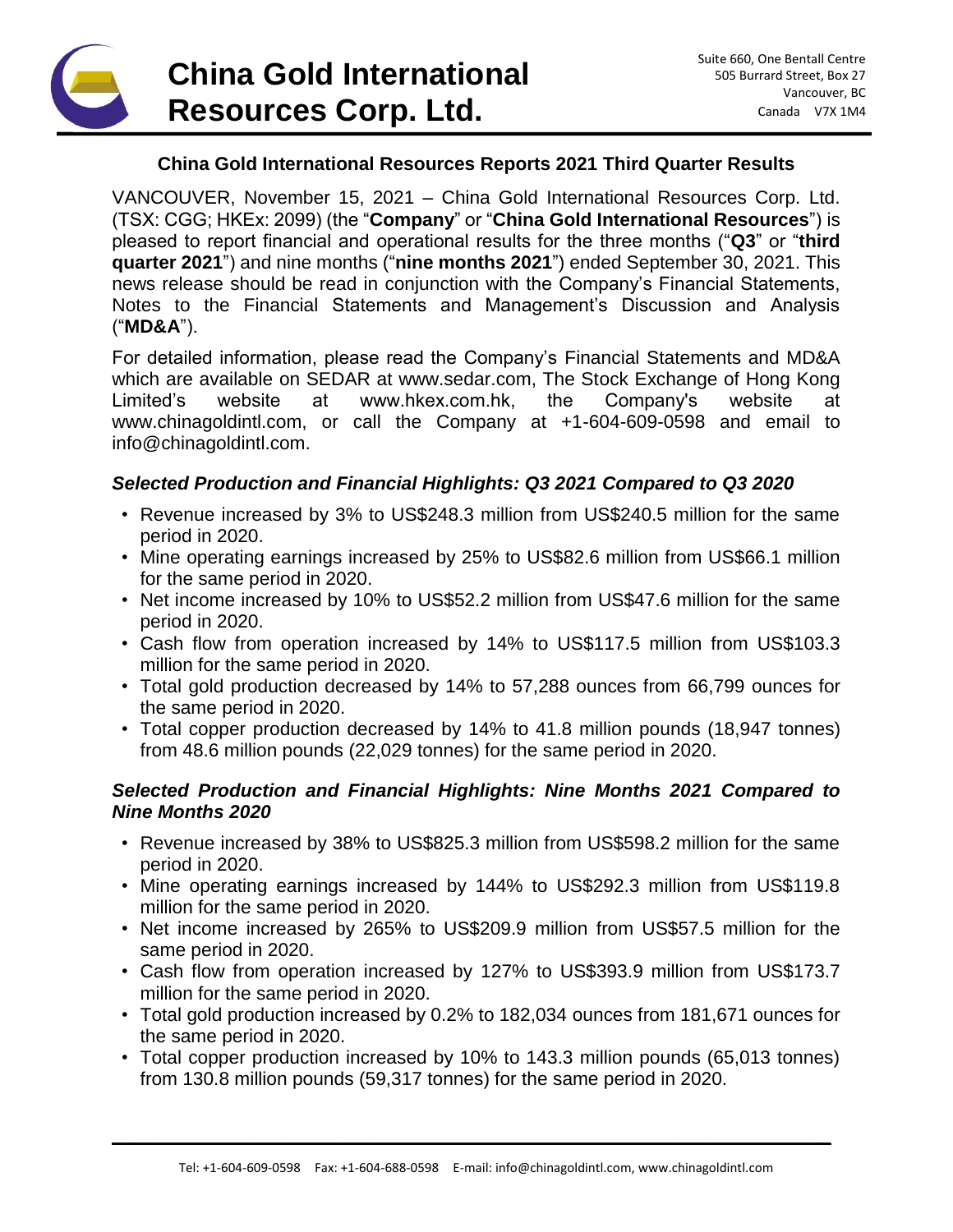# China Gold International Resources Corp. Ltd.

Suite 660, One Bentall Centre
505 Burrard Street, Box 27
Vancouver, BC
Canada V7X 1M4

## China Gold International Resources Reports 2021 Third Quarter Results

VANCOUVER, November 15, 2021 – China Gold International Resources Corp. Ltd. (TSX: CGG; HKEx: 2099) (the "**Company**" or "**China Gold International Resources**") is pleased to report financial and operational results for the three months ("**Q3**" or "**third quarter 2021**") and nine months ("**nine months 2021**") ended September 30, 2021. This news release should be read in conjunction with the Company's Financial Statements, Notes to the Financial Statements and Management's Discussion and Analysis ("**MD&A**").

For detailed information, please read the Company's Financial Statements and MD&A which are available on SEDAR at www.sedar.com, The Stock Exchange of Hong Kong Limited's website at www.hkex.com.hk, the Company's website at www.chinagoldintl.com, or call the Company at +1-604-609-0598 and email to info@chinagoldintl.com.

### *Selected Production and Financial Highlights: Q3 2021 Compared to Q3 2020*

- Revenue increased by 3% to US$248.3 million from US$240.5 million for the same period in 2020.
- Mine operating earnings increased by 25% to US$82.6 million from US$66.1 million for the same period in 2020.
- Net income increased by 10% to US$52.2 million from US$47.6 million for the same period in 2020.
- Cash flow from operation increased by 14% to US$117.5 million from US$103.3 million for the same period in 2020.
- Total gold production decreased by 14% to 57,288 ounces from 66,799 ounces for the same period in 2020.
- Total copper production decreased by 14% to 41.8 million pounds (18,947 tonnes) from 48.6 million pounds (22,029 tonnes) for the same period in 2020.

### *Selected Production and Financial Highlights: Nine Months 2021 Compared to Nine Months 2020*

- Revenue increased by 38% to US$825.3 million from US$598.2 million for the same period in 2020.
- Mine operating earnings increased by 144% to US$292.3 million from US$119.8 million for the same period in 2020.
- Net income increased by 265% to US$209.9 million from US$57.5 million for the same period in 2020.
- Cash flow from operation increased by 127% to US$393.9 million from US$173.7 million for the same period in 2020.
- Total gold production increased by 0.2% to 182,034 ounces from 181,671 ounces for the same period in 2020.
- Total copper production increased by 10% to 143.3 million pounds (65,013 tonnes) from 130.8 million pounds (59,317 tonnes) for the same period in 2020.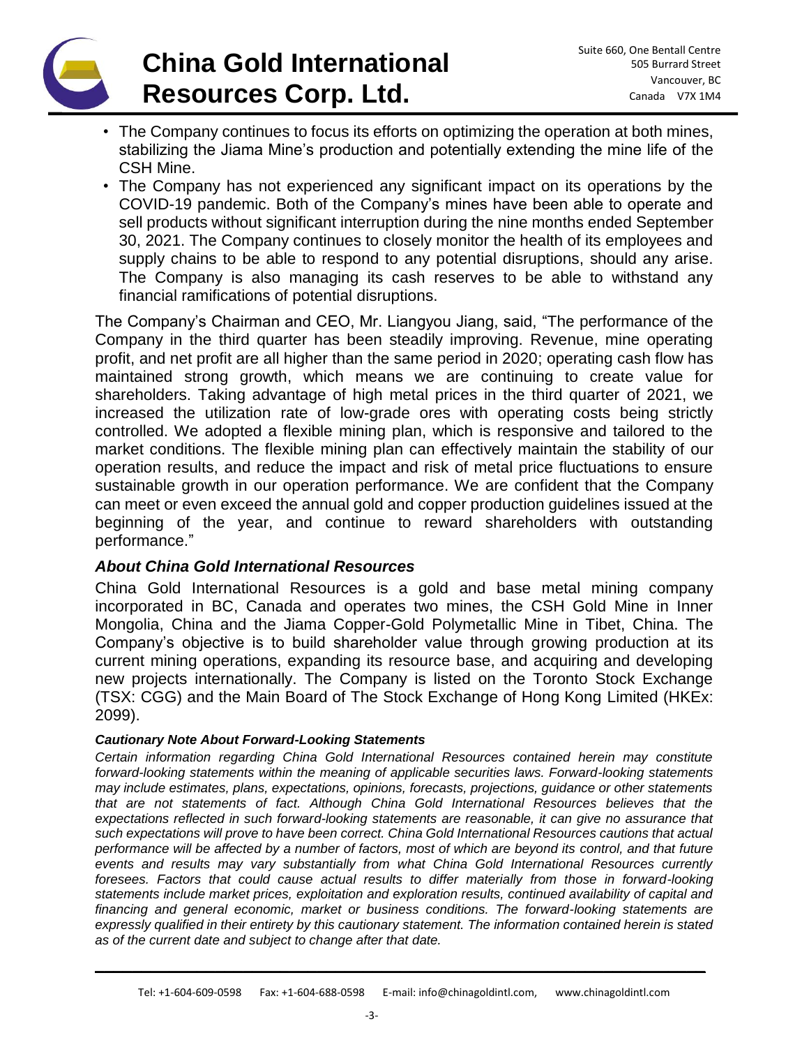- The Company continues to focus its efforts on optimizing the operation at both mines, stabilizing the Jiama Mine's production and potentially extending the mine life of the CSH Mine.
- The Company has not experienced any significant impact on its operations by the COVID-19 pandemic. Both of the Company's mines have been able to operate and sell products without significant interruption during the nine months ended September 30, 2021. The Company continues to closely monitor the health of its employees and supply chains to be able to respond to any potential disruptions, should any arise. The Company is also managing its cash reserves to be able to withstand any financial ramifications of potential disruptions.

The Company's Chairman and CEO, Mr. Liangyou Jiang, said, "The performance of the Company in the third quarter has been steadily improving. Revenue, mine operating profit, and net profit are all higher than the same period in 2020; operating cash flow has maintained strong growth, which means we are continuing to create value for shareholders. Taking advantage of high metal prices in the third quarter of 2021, we increased the utilization rate of low-grade ores with operating costs being strictly controlled. We adopted a flexible mining plan, which is responsive and tailored to the market conditions. The flexible mining plan can effectively maintain the stability of our operation results, and reduce the impact and risk of metal price fluctuations to ensure sustainable growth in our operation performance. We are confident that the Company can meet or even exceed the annual gold and copper production guidelines issued at the beginning of the year, and continue to reward shareholders with outstanding performance."

### *About China Gold International Resources*

China Gold International Resources is a gold and base metal mining company incorporated in BC, Canada and operates two mines, the CSH Gold Mine in Inner Mongolia, China and the Jiama Copper-Gold Polymetallic Mine in Tibet, China. The Company's objective is to build shareholder value through growing production at its current mining operations, expanding its resource base, and acquiring and developing new projects internationally. The Company is listed on the Toronto Stock Exchange (TSX: CGG) and the Main Board of The Stock Exchange of Hong Kong Limited (HKEx: 2099).

#### *Cautionary Note About Forward-Looking Statements*

*Certain information regarding China Gold International Resources contained herein may constitute forward-looking statements within the meaning of applicable securities laws. Forward-looking statements may include estimates, plans, expectations, opinions, forecasts, projections, guidance or other statements that are not statements of fact. Although China Gold International Resources believes that the expectations reflected in such forward-looking statements are reasonable, it can give no assurance that such expectations will prove to have been correct. China Gold International Resources cautions that actual performance will be affected by a number of factors, most of which are beyond its control, and that future events and results may vary substantially from what China Gold International Resources currently foresees. Factors that could cause actual results to differ materially from those in forward-looking statements include market prices, exploitation and exploration results, continued availability of capital and financing and general economic, market or business conditions. The forward-looking statements are expressly qualified in their entirety by this cautionary statement. The information contained herein is stated as of the current date and subject to change after that date.*